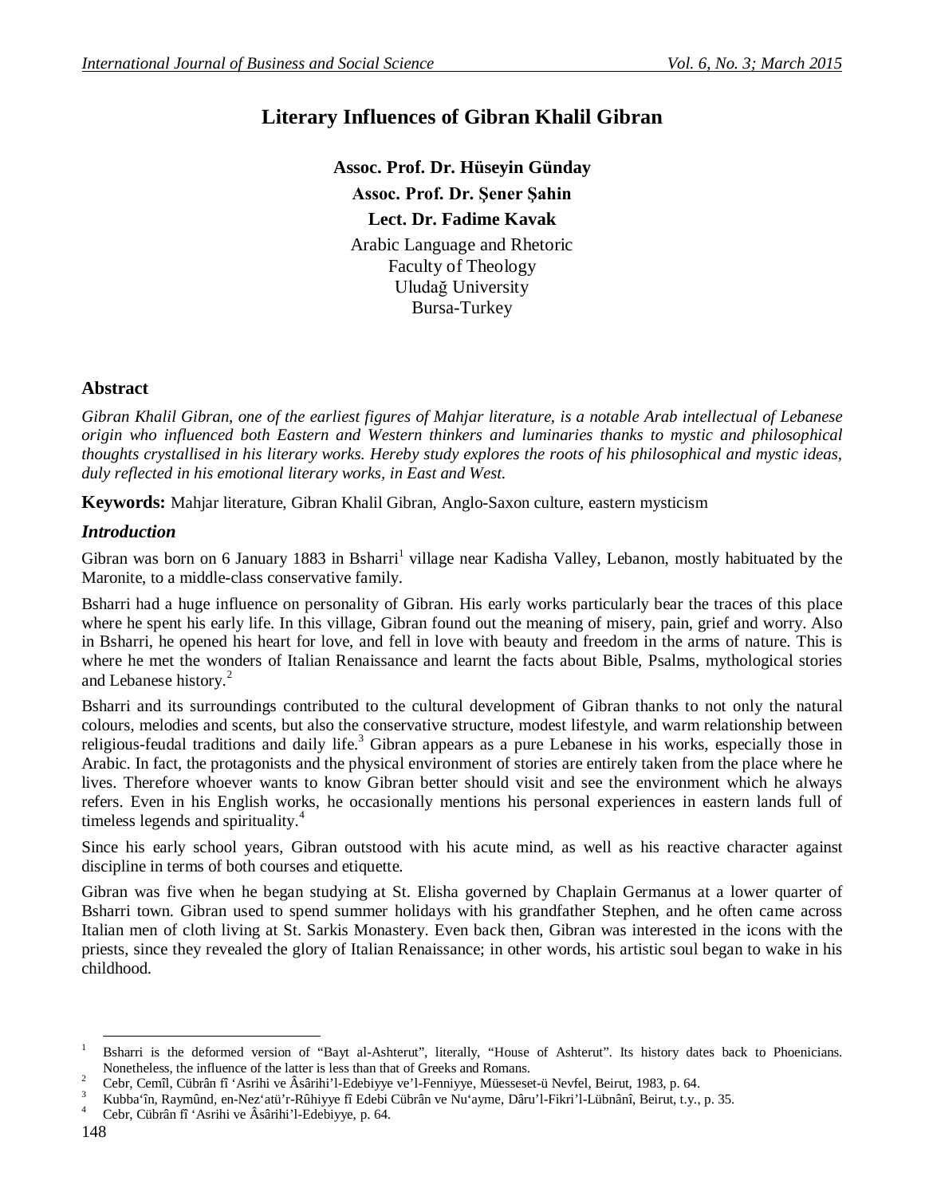# Literary Influences of Gibran Khalil Gibran

**Assoc. Prof. Dr. Hüseyin Günday**

**Assoc. Prof. Dr. Şener Şahin**

**Lect. Dr. Fadime Kavak**

Arabic Language and Rhetoric
Faculty of Theology
Uludağ University
Bursa-Turkey

## Abstract

*Gibran Khalil Gibran, one of the earliest figures of Mahjar literature, is a notable Arab intellectual of Lebanese origin who influenced both Eastern and Western thinkers and luminaries thanks to mystic and philosophical thoughts crystallised in his literary works. Hereby study explores the roots of his philosophical and mystic ideas, duly reflected in his emotional literary works, in East and West.*

**Keywords:** Mahjar literature, Gibran Khalil Gibran, Anglo-Saxon culture, eastern mysticism

## *Introduction*

Gibran was born on 6 January 1883 in Bsharri[1] village near Kadisha Valley, Lebanon, mostly habituated by the Maronite, to a middle-class conservative family.

Bsharri had a huge influence on personality of Gibran. His early works particularly bear the traces of this place where he spent his early life. In this village, Gibran found out the meaning of misery, pain, grief and worry. Also in Bsharri, he opened his heart for love, and fell in love with beauty and freedom in the arms of nature. This is where he met the wonders of Italian Renaissance and learnt the facts about Bible, Psalms, mythological stories and Lebanese history.[2]

Bsharri and its surroundings contributed to the cultural development of Gibran thanks to not only the natural colours, melodies and scents, but also the conservative structure, modest lifestyle, and warm relationship between religious-feudal traditions and daily life.[3] Gibran appears as a pure Lebanese in his works, especially those in Arabic. In fact, the protagonists and the physical environment of stories are entirely taken from the place where he lives. Therefore whoever wants to know Gibran better should visit and see the environment which he always refers. Even in his English works, he occasionally mentions his personal experiences in eastern lands full of timeless legends and spirituality.[4]

Since his early school years, Gibran outstood with his acute mind, as well as his reactive character against discipline in terms of both courses and etiquette.

Gibran was five when he began studying at St. Elisha governed by Chaplain Germanus at a lower quarter of Bsharri town. Gibran used to spend summer holidays with his grandfather Stephen, and he often came across Italian men of cloth living at St. Sarkis Monastery. Even back then, Gibran was interested in the icons with the priests, since they revealed the glory of Italian Renaissance; in other words, his artistic soul began to wake in his childhood.

---

[1] Bsharri is the deformed version of "Bayt al-Ashterut", literally, "House of Ashterut". Its history dates back to Phoenicians. Nonetheless, the influence of the latter is less than that of Greeks and Romans.

[2] Cebr, Cemîl, Cübrân fî 'Asrihi ve Âsârihi'l-Edebiyye ve'l-Fenniyye, Müesseset-ü Nevfel, Beirut, 1983, p. 64.

[3] Kubba'în, Raymûnd, en-Nez'atü'r-Rûhiyye fî Edebi Cübrân ve Nu'ayme, Dâru'l-Fikri'l-Lübnânî, Beirut, t.y., p. 35.

[4] Cebr, Cübrân fî 'Asrihi ve Âsârihi'l-Edebiyye, p. 64.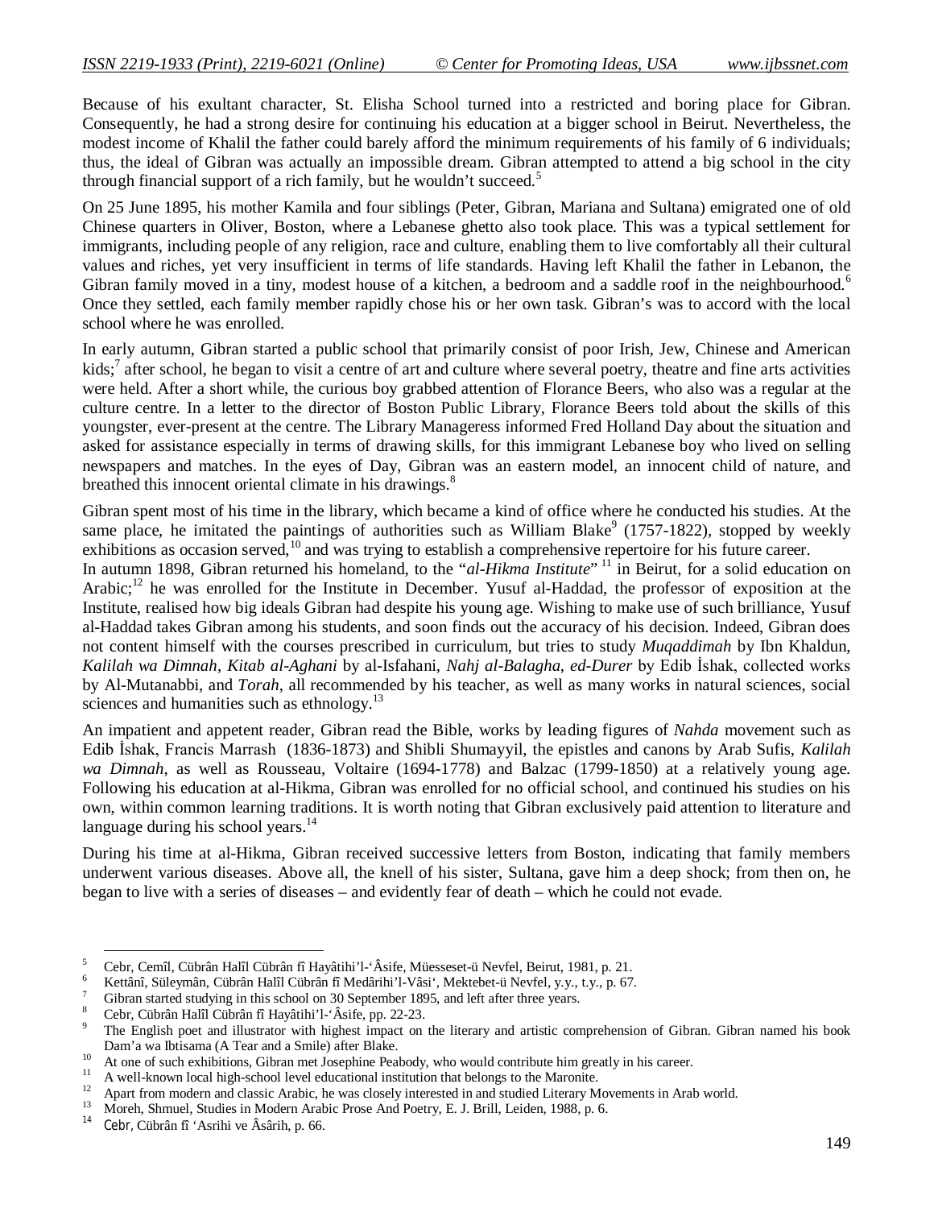Because of his exultant character, St. Elisha School turned into a restricted and boring place for Gibran. Consequently, he had a strong desire for continuing his education at a bigger school in Beirut. Nevertheless, the modest income of Khalil the father could barely afford the minimum requirements of his family of 6 individuals; thus, the ideal of Gibran was actually an impossible dream. Gibran attempted to attend a big school in the city through financial support of a rich family, but he wouldn't succeed.[5]

On 25 June 1895, his mother Kamila and four siblings (Peter, Gibran, Mariana and Sultana) emigrated one of old Chinese quarters in Oliver, Boston, where a Lebanese ghetto also took place. This was a typical settlement for immigrants, including people of any religion, race and culture, enabling them to live comfortably all their cultural values and riches, yet very insufficient in terms of life standards. Having left Khalil the father in Lebanon, the Gibran family moved in a tiny, modest house of a kitchen, a bedroom and a saddle roof in the neighbourhood.[6] Once they settled, each family member rapidly chose his or her own task. Gibran's was to accord with the local school where he was enrolled.

In early autumn, Gibran started a public school that primarily consist of poor Irish, Jew, Chinese and American kids;[7] after school, he began to visit a centre of art and culture where several poetry, theatre and fine arts activities were held. After a short while, the curious boy grabbed attention of Florance Beers, who also was a regular at the culture centre. In a letter to the director of Boston Public Library, Florance Beers told about the skills of this youngster, ever-present at the centre. The Library Manageress informed Fred Holland Day about the situation and asked for assistance especially in terms of drawing skills, for this immigrant Lebanese boy who lived on selling newspapers and matches. In the eyes of Day, Gibran was an eastern model, an innocent child of nature, and breathed this innocent oriental climate in his drawings.[8]

Gibran spent most of his time in the library, which became a kind of office where he conducted his studies. At the same place, he imitated the paintings of authorities such as William Blake[9] (1757-1822), stopped by weekly exhibitions as occasion served,[10] and was trying to establish a comprehensive repertoire for his future career.
In autumn 1898, Gibran returned his homeland, to the "*al-Hikma Institute*"[11] in Beirut, for a solid education on Arabic;[12] he was enrolled for the Institute in December. Yusuf al-Haddad, the professor of exposition at the Institute, realised how big ideals Gibran had despite his young age. Wishing to make use of such brilliance, Yusuf al-Haddad takes Gibran among his students, and soon finds out the accuracy of his decision. Indeed, Gibran does not content himself with the courses prescribed in curriculum, but tries to study *Muqaddimah* by Ibn Khaldun, *Kalilah wa Dimnah*, *Kitab al-Aghani* by al-Isfahani, *Nahj al-Balagha*, *ed-Durer* by Edib İshak, collected works by Al-Mutanabbi, and *Torah*, all recommended by his teacher, as well as many works in natural sciences, social sciences and humanities such as ethnology.[13]

An impatient and appetent reader, Gibran read the Bible, works by leading figures of *Nahda* movement such as Edib İshak, Francis Marrash (1836-1873) and Shibli Shumayyil, the epistles and canons by Arab Sufis, *Kalilah wa Dimnah*, as well as Rousseau, Voltaire (1694-1778) and Balzac (1799-1850) at a relatively young age. Following his education at al-Hikma, Gibran was enrolled for no official school, and continued his studies on his own, within common learning traditions. It is worth noting that Gibran exclusively paid attention to literature and language during his school years.[14]

During his time at al-Hikma, Gibran received successive letters from Boston, indicating that family members underwent various diseases. Above all, the knell of his sister, Sultana, gave him a deep shock; from then on, he began to live with a series of diseases – and evidently fear of death – which he could not evade.

---

[5] Cebr, Cemîl, Cübrân Halîl Cübrân fî Hayâtihi'l-'Âsife, Müesseset-ü Nevfel, Beirut, 1981, p. 21.

[6] Kettânî, Süleymân, Cübrân Halîl Cübrân fî Medârihi'l-Vâsi', Mektebet-ü Nevfel, y.y., t.y., p. 67.

[7] Gibran started studying in this school on 30 September 1895, and left after three years.

[8] Cebr, Cübrân Halîl Cübrân fî Hayâtihi'l-'Âsife, pp. 22-23.

[9] The English poet and illustrator with highest impact on the literary and artistic comprehension of Gibran. Gibran named his book Dam'a wa Ibtisama (A Tear and a Smile) after Blake.

[10] At one of such exhibitions, Gibran met Josephine Peabody, who would contribute him greatly in his career.

[11] A well-known local high-school level educational institution that belongs to the Maronite.

[12] Apart from modern and classic Arabic, he was closely interested in and studied Literary Movements in Arab world.

[13] Moreh, Shmuel, Studies in Modern Arabic Prose And Poetry, E. J. Brill, Leiden, 1988, p. 6.

[14] Cebr, Cübrân fî 'Asrihi ve Âsârih, p. 66.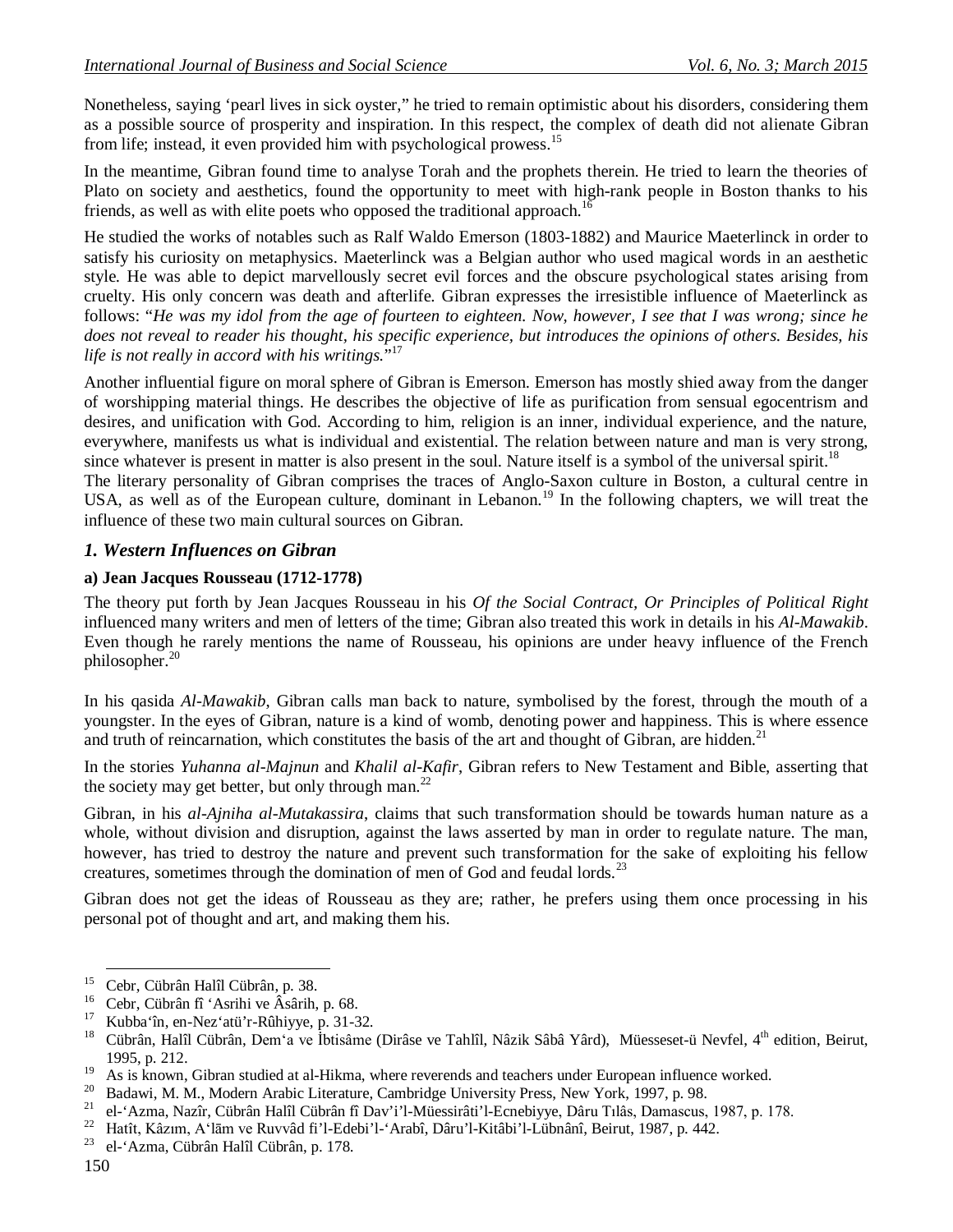Nonetheless, saying 'pearl lives in sick oyster," he tried to remain optimistic about his disorders, considering them as a possible source of prosperity and inspiration. In this respect, the complex of death did not alienate Gibran from life; instead, it even provided him with psychological prowess.[15]

In the meantime, Gibran found time to analyse Torah and the prophets therein. He tried to learn the theories of Plato on society and aesthetics, found the opportunity to meet with high-rank people in Boston thanks to his friends, as well as with elite poets who opposed the traditional approach.[16]

He studied the works of notables such as Ralf Waldo Emerson (1803-1882) and Maurice Maeterlinck in order to satisfy his curiosity on metaphysics. Maeterlinck was a Belgian author who used magical words in an aesthetic style. He was able to depict marvellously secret evil forces and the obscure psychological states arising from cruelty. His only concern was death and afterlife. Gibran expresses the irresistible influence of Maeterlinck as follows: "*He was my idol from the age of fourteen to eighteen. Now, however, I see that I was wrong; since he does not reveal to reader his thought, his specific experience, but introduces the opinions of others. Besides, his life is not really in accord with his writings.*"[17]

Another influential figure on moral sphere of Gibran is Emerson. Emerson has mostly shied away from the danger of worshipping material things. He describes the objective of life as purification from sensual egocentrism and desires, and unification with God. According to him, religion is an inner, individual experience, and the nature, everywhere, manifests us what is individual and existential. The relation between nature and man is very strong, since whatever is present in matter is also present in the soul. Nature itself is a symbol of the universal spirit.[18]

The literary personality of Gibran comprises the traces of Anglo-Saxon culture in Boston, a cultural centre in USA, as well as of the European culture, dominant in Lebanon.[19] In the following chapters, we will treat the influence of these two main cultural sources on Gibran.

## *1. Western Influences on Gibran*

### a) Jean Jacques Rousseau (1712-1778)

The theory put forth by Jean Jacques Rousseau in his *Of the Social Contract, Or Principles of Political Right* influenced many writers and men of letters of the time; Gibran also treated this work in details in his *Al-Mawakib*. Even though he rarely mentions the name of Rousseau, his opinions are under heavy influence of the French philosopher.[20]

In his qasida *Al-Mawakib*, Gibran calls man back to nature, symbolised by the forest, through the mouth of a youngster. In the eyes of Gibran, nature is a kind of womb, denoting power and happiness. This is where essence and truth of reincarnation, which constitutes the basis of the art and thought of Gibran, are hidden.[21]

In the stories *Yuhanna al-Majnun* and *Khalil al-Kafir*, Gibran refers to New Testament and Bible, asserting that the society may get better, but only through man.[22]

Gibran, in his *al-Ajniha al-Mutakassira*, claims that such transformation should be towards human nature as a whole, without division and disruption, against the laws asserted by man in order to regulate nature. The man, however, has tried to destroy the nature and prevent such transformation for the sake of exploiting his fellow creatures, sometimes through the domination of men of God and feudal lords.[23]

Gibran does not get the ideas of Rousseau as they are; rather, he prefers using them once processing in his personal pot of thought and art, and making them his.

---

[15] Cebr, Cübrân Halîl Cübrân, p. 38.

[16] Cebr, Cübrân fî 'Asrihi ve Âsârih, p. 68.

[17] Kubba'în, en-Nez'atü'r-Rûhiyye, p. 31-32.

[18] Cübrân, Halîl Cübrân, Dem'a ve İbtisâme (Dirâse ve Tahlîl, Nâzik Sâbâ Yârd), Müesseset-ü Nevfel, 4th edition, Beirut, 1995, p. 212.

[19] As is known, Gibran studied at al-Hikma, where reverends and teachers under European influence worked.

[20] Badawi, M. M., Modern Arabic Literature, Cambridge University Press, New York, 1997, p. 98.

[21] el-'Azma, Nazîr, Cübrân Halîl Cübrân fî Dav'i'l-Müessirâti'l-Ecnebiyye, Dâru Tılâs, Damascus, 1987, p. 178.

[22] Hatît, Kâzım, A'lām ve Ruvvâd fi'l-Edebi'l-'Arabî, Dâru'l-Kitâbi'l-Lübnânî, Beirut, 1987, p. 442.

[23] el-'Azma, Cübrân Halîl Cübrân, p. 178.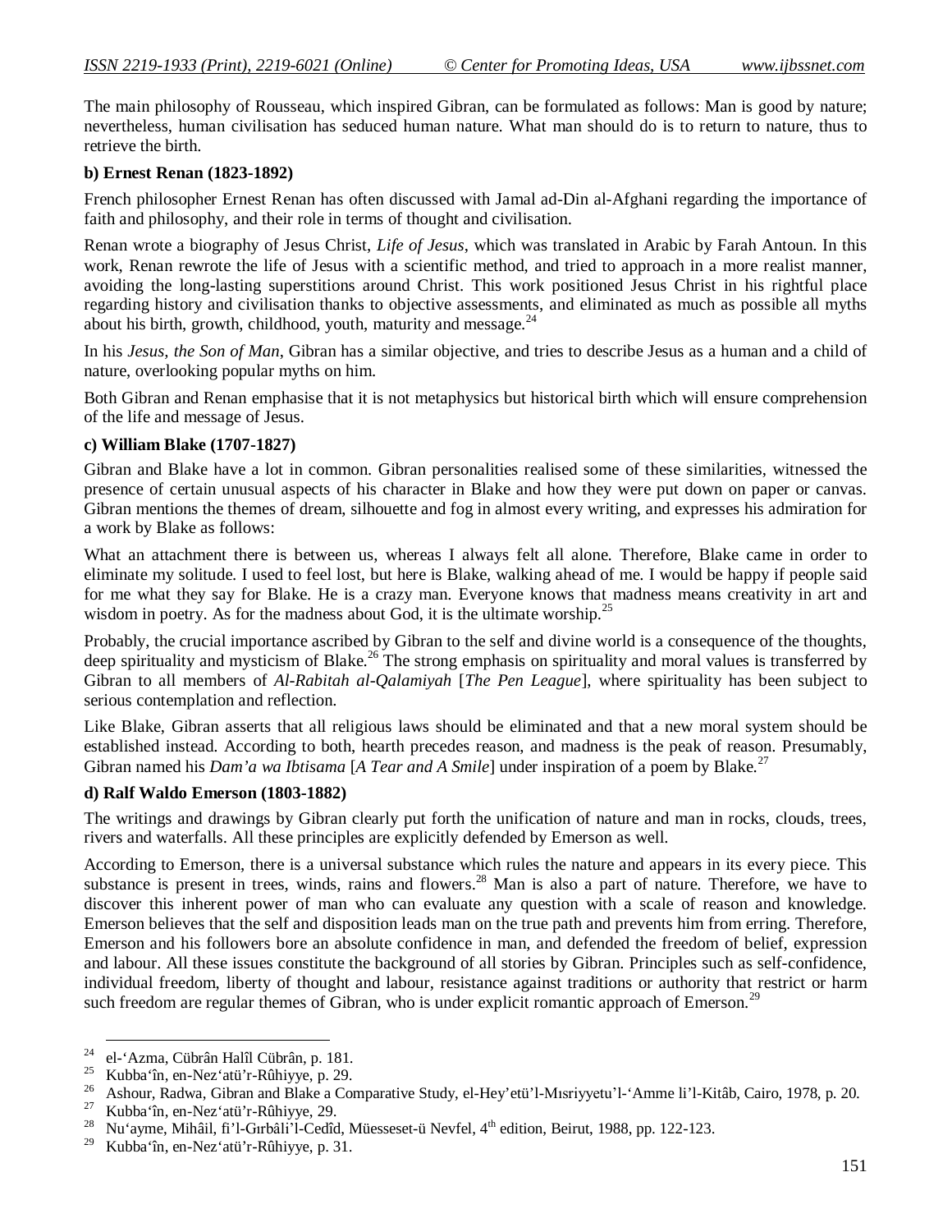The main philosophy of Rousseau, which inspired Gibran, can be formulated as follows: Man is good by nature; nevertheless, human civilisation has seduced human nature. What man should do is to return to nature, thus to retrieve the birth.

### b) Ernest Renan (1823-1892)

French philosopher Ernest Renan has often discussed with Jamal ad-Din al-Afghani regarding the importance of faith and philosophy, and their role in terms of thought and civilisation.

Renan wrote a biography of Jesus Christ, *Life of Jesus*, which was translated in Arabic by Farah Antoun. In this work, Renan rewrote the life of Jesus with a scientific method, and tried to approach in a more realist manner, avoiding the long-lasting superstitions around Christ. This work positioned Jesus Christ in his rightful place regarding history and civilisation thanks to objective assessments, and eliminated as much as possible all myths about his birth, growth, childhood, youth, maturity and message.[24]

In his *Jesus, the Son of Man*, Gibran has a similar objective, and tries to describe Jesus as a human and a child of nature, overlooking popular myths on him.

Both Gibran and Renan emphasise that it is not metaphysics but historical birth which will ensure comprehension of the life and message of Jesus.

### c) William Blake (1707-1827)

Gibran and Blake have a lot in common. Gibran personalities realised some of these similarities, witnessed the presence of certain unusual aspects of his character in Blake and how they were put down on paper or canvas. Gibran mentions the themes of dream, silhouette and fog in almost every writing, and expresses his admiration for a work by Blake as follows:

What an attachment there is between us, whereas I always felt all alone. Therefore, Blake came in order to eliminate my solitude. I used to feel lost, but here is Blake, walking ahead of me. I would be happy if people said for me what they say for Blake. He is a crazy man. Everyone knows that madness means creativity in art and wisdom in poetry. As for the madness about God, it is the ultimate worship.[25]

Probably, the crucial importance ascribed by Gibran to the self and divine world is a consequence of the thoughts, deep spirituality and mysticism of Blake.[26] The strong emphasis on spirituality and moral values is transferred by Gibran to all members of *Al-Rabitah al-Qalamiyah* [*The Pen League*], where spirituality has been subject to serious contemplation and reflection.

Like Blake, Gibran asserts that all religious laws should be eliminated and that a new moral system should be established instead. According to both, hearth precedes reason, and madness is the peak of reason. Presumably, Gibran named his *Dam'a wa Ibtisama* [*A Tear and A Smile*] under inspiration of a poem by Blake.[27]

### d) Ralf Waldo Emerson (1803-1882)

The writings and drawings by Gibran clearly put forth the unification of nature and man in rocks, clouds, trees, rivers and waterfalls. All these principles are explicitly defended by Emerson as well.

According to Emerson, there is a universal substance which rules the nature and appears in its every piece. This substance is present in trees, winds, rains and flowers.[28] Man is also a part of nature. Therefore, we have to discover this inherent power of man who can evaluate any question with a scale of reason and knowledge. Emerson believes that the self and disposition leads man on the true path and prevents him from erring. Therefore, Emerson and his followers bore an absolute confidence in man, and defended the freedom of belief, expression and labour. All these issues constitute the background of all stories by Gibran. Principles such as self-confidence, individual freedom, liberty of thought and labour, resistance against traditions or authority that restrict or harm such freedom are regular themes of Gibran, who is under explicit romantic approach of Emerson.[29]

---

[24] el-'Azma, Cübrân Halîl Cübrân, p. 181.
[25] Kubba'în, en-Nez'atü'r-Rûhiyye, p. 29.
[26] Ashour, Radwa, Gibran and Blake a Comparative Study, el-Hey'etü'l-Mısriyyetu'l-'Amme li'l-Kitâb, Cairo, 1978, p. 20.
[27] Kubba'în, en-Nez'atü'r-Rûhiyye, 29.
[28] Nu'ayme, Mihâil, fi'l-Gırbâli'l-Cedîd, Müesseset-ü Nevfel, 4th edition, Beirut, 1988, pp. 122-123.
[29] Kubba'în, en-Nez'atü'r-Rûhiyye, p. 31.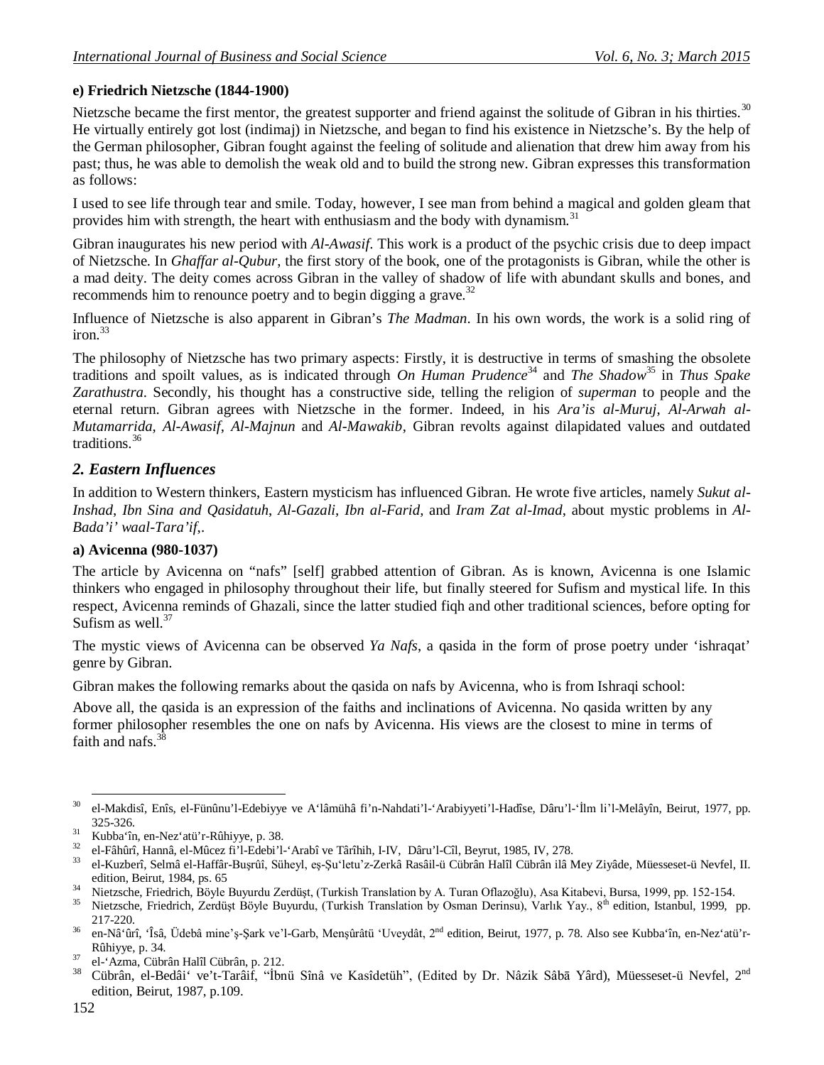### e) Friedrich Nietzsche (1844-1900)

Nietzsche became the first mentor, the greatest supporter and friend against the solitude of Gibran in his thirties.[30] He virtually entirely got lost (indimaj) in Nietzsche, and began to find his existence in Nietzsche's. By the help of the German philosopher, Gibran fought against the feeling of solitude and alienation that drew him away from his past; thus, he was able to demolish the weak old and to build the strong new. Gibran expresses this transformation as follows:

I used to see life through tear and smile. Today, however, I see man from behind a magical and golden gleam that provides him with strength, the heart with enthusiasm and the body with dynamism.[31]

Gibran inaugurates his new period with *Al-Awasif*. This work is a product of the psychic crisis due to deep impact of Nietzsche. In *Ghaffar al-Qubur*, the first story of the book, one of the protagonists is Gibran, while the other is a mad deity. The deity comes across Gibran in the valley of shadow of life with abundant skulls and bones, and recommends him to renounce poetry and to begin digging a grave.[32]

Influence of Nietzsche is also apparent in Gibran's *The Madman*. In his own words, the work is a solid ring of iron.[33]

The philosophy of Nietzsche has two primary aspects: Firstly, it is destructive in terms of smashing the obsolete traditions and spoilt values, as is indicated through *On Human Prudence*[34] and *The Shadow*[35] in *Thus Spake Zarathustra*. Secondly, his thought has a constructive side, telling the religion of *superman* to people and the eternal return. Gibran agrees with Nietzsche in the former. Indeed, in his *Ara'is al-Muruj*, *Al-Arwah al-Mutamarrida*, *Al-Awasif*, *Al-Majnun* and *Al-Mawakib*, Gibran revolts against dilapidated values and outdated traditions.[36]

## 2. Eastern Influences

In addition to Western thinkers, Eastern mysticism has influenced Gibran. He wrote five articles, namely *Sukut al-Inshad*, *Ibn Sina and Qasidatuh*, *Al-Gazali*, *Ibn al-Farid,* and *Iram Zat al-Imad*, about mystic problems in *Al-Bada'i' waal-Tara'if*,.

### a) Avicenna (980-1037)

The article by Avicenna on "nafs" [self] grabbed attention of Gibran. As is known, Avicenna is one Islamic thinkers who engaged in philosophy throughout their life, but finally steered for Sufism and mystical life. In this respect, Avicenna reminds of Ghazali, since the latter studied fiqh and other traditional sciences, before opting for Sufism as well.[37]

The mystic views of Avicenna can be observed *Ya Nafs*, a qasida in the form of prose poetry under 'ishraqat' genre by Gibran.

Gibran makes the following remarks about the qasida on nafs by Avicenna, who is from Ishraqi school:

Above all, the qasida is an expression of the faiths and inclinations of Avicenna. No qasida written by any former philosopher resembles the one on nafs by Avicenna. His views are the closest to mine in terms of faith and nafs.[38]

---

[30] el-Makdisî, Enîs, el-Fünûnu'l-Edebiyye ve A'lâmühâ fi'n-Nahdati'l-'Arabiyyeti'l-Hadîse, Dâru'l-'İlm li'l-Melâyîn, Beirut, 1977, pp. 325-326.

[31] Kubba'în, en-Nez'atü'r-Rûhiyye, p. 38.

[32] el-Fâhûrî, Hannâ, el-Mûcez fi'l-Edebi'l-'Arabî ve Târîhih, I-IV, Dâru'l-Cîl, Beyrut, 1985, IV, 278.

[33] el-Kuzberî, Selmâ el-Haffâr-Buşrûî, Süheyl, eş-Şu'letu'z-Zerkâ Rasâil-ü Cübrân Halîl Cübrân ilâ Mey Ziyâde, Müesseset-ü Nevfel, II. edition, Beirut, 1984, ps. 65

[34] Nietzsche, Friedrich, Böyle Buyurdu Zerdüşt, (Turkish Translation by A. Turan Oflazoğlu), Asa Kitabevi, Bursa, 1999, pp. 152-154.

[35] Nietzsche, Friedrich, Zerdüşt Böyle Buyurdu, (Turkish Translation by Osman Derinsu), Varlık Yay., 8th edition, Istanbul, 1999, pp. 217-220.

[36] en-Nâ'ûrî, 'Îsâ, Üdebâ mine'ş-Şark ve'l-Garb, Menşûrâtü 'Uveydât, 2nd edition, Beirut, 1977, p. 78. Also see Kubba'în, en-Nez'atü'r-Rûhiyye, p. 34.

[37] el-'Azma, Cübrân Halîl Cübrân, p. 212.

[38] Cübrân, el-Bedâi' ve't-Tarâif, "İbnü Sînâ ve Kasîdetüh", (Edited by Dr. Nâzik Sâbā Yârd), Müesseset-ü Nevfel, 2nd edition, Beirut, 1987, p.109.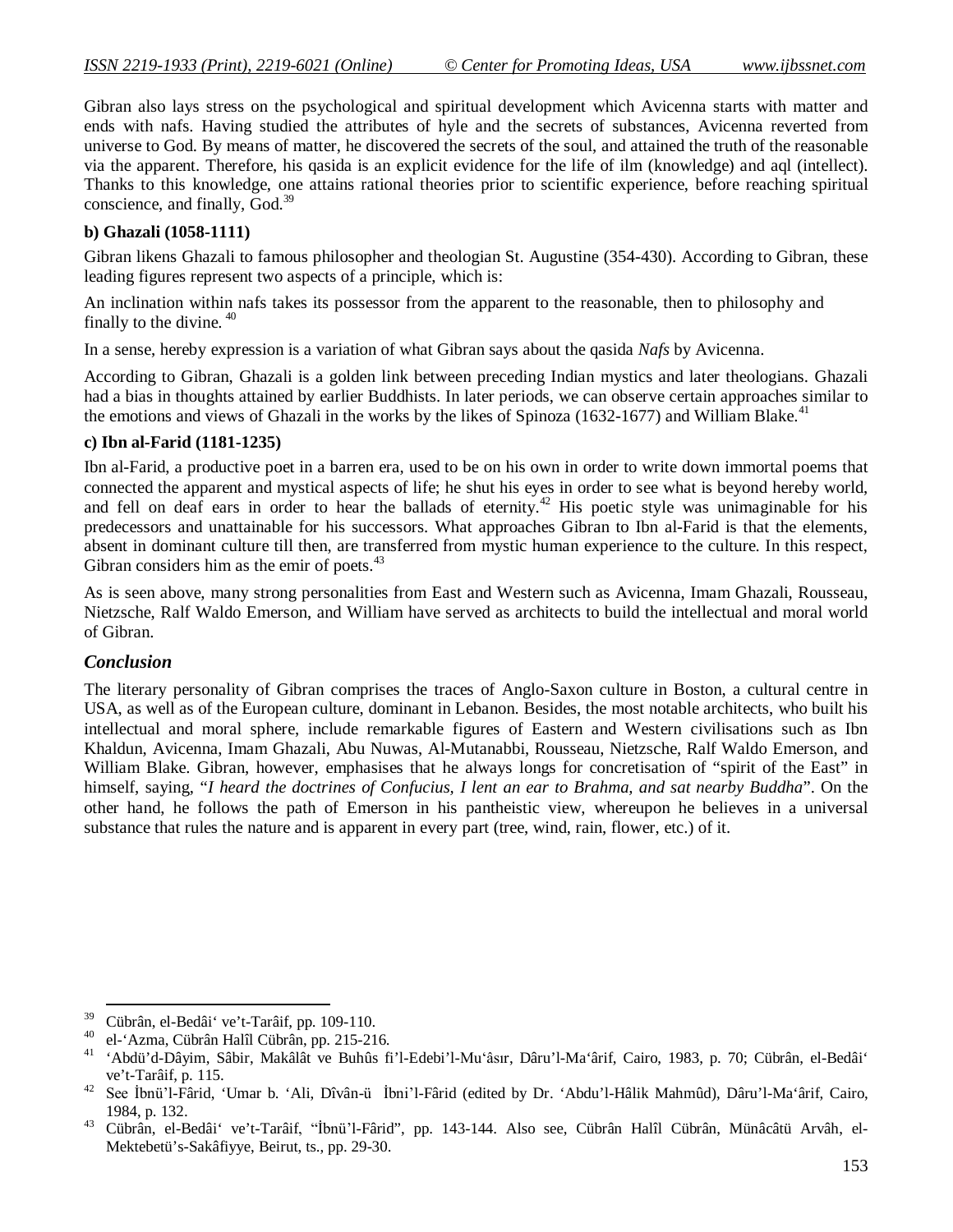Gibran also lays stress on the psychological and spiritual development which Avicenna starts with matter and ends with nafs. Having studied the attributes of hyle and the secrets of substances, Avicenna reverted from universe to God. By means of matter, he discovered the secrets of the soul, and attained the truth of the reasonable via the apparent. Therefore, his qasida is an explicit evidence for the life of ilm (knowledge) and aql (intellect). Thanks to this knowledge, one attains rational theories prior to scientific experience, before reaching spiritual conscience, and finally, God.[39]

**b) Ghazali (1058-1111)**

Gibran likens Ghazali to famous philosopher and theologian St. Augustine (354-430). According to Gibran, these leading figures represent two aspects of a principle, which is:

An inclination within nafs takes its possessor from the apparent to the reasonable, then to philosophy and finally to the divine. [40]

In a sense, hereby expression is a variation of what Gibran says about the qasida *Nafs* by Avicenna.

According to Gibran, Ghazali is a golden link between preceding Indian mystics and later theologians. Ghazali had a bias in thoughts attained by earlier Buddhists. In later periods, we can observe certain approaches similar to the emotions and views of Ghazali in the works by the likes of Spinoza (1632-1677) and William Blake.[41]

**c) Ibn al-Farid (1181-1235)**

Ibn al-Farid, a productive poet in a barren era, used to be on his own in order to write down immortal poems that connected the apparent and mystical aspects of life; he shut his eyes in order to see what is beyond hereby world, and fell on deaf ears in order to hear the ballads of eternity.[42] His poetic style was unimaginable for his predecessors and unattainable for his successors. What approaches Gibran to Ibn al-Farid is that the elements, absent in dominant culture till then, are transferred from mystic human experience to the culture. In this respect, Gibran considers him as the emir of poets.[43]

As is seen above, many strong personalities from East and Western such as Avicenna, Imam Ghazali, Rousseau, Nietzsche, Ralf Waldo Emerson, and William have served as architects to build the intellectual and moral world of Gibran.

## *Conclusion*

The literary personality of Gibran comprises the traces of Anglo-Saxon culture in Boston, a cultural centre in USA, as well as of the European culture, dominant in Lebanon. Besides, the most notable architects, who built his intellectual and moral sphere, include remarkable figures of Eastern and Western civilisations such as Ibn Khaldun, Avicenna, Imam Ghazali, Abu Nuwas, Al-Mutanabbi, Rousseau, Nietzsche, Ralf Waldo Emerson, and William Blake. Gibran, however, emphasises that he always longs for concretisation of "spirit of the East" in himself, saying, "*I heard the doctrines of Confucius, I lent an ear to Brahma, and sat nearby Buddha*". On the other hand, he follows the path of Emerson in his pantheistic view, whereupon he believes in a universal substance that rules the nature and is apparent in every part (tree, wind, rain, flower, etc.) of it.

---

[39] Cübrân, el-Bedâi‘ ve’t-Tarâif, pp. 109-110.

[40] el-‘Azma, Cübrân Halîl Cübrân, pp. 215-216.

[41] ‘Abdü’d-Dâyim, Sâbir, Makâlât ve Buhûs fi’l-Edebi’l-Mu‘âsır, Dâru’l-Ma‘ârif, Cairo, 1983, p. 70; Cübrân, el-Bedâi‘ ve’t-Tarâif, p. 115.

[42] See İbnü’l-Fârid, ‘Umar b. ‘Ali, Dîvân-ü İbni’l-Fârid (edited by Dr. ‘Abdu’l-Hâlik Mahmûd), Dâru’l-Ma‘ârif, Cairo, 1984, p. 132.

[43] Cübrân, el-Bedâi‘ ve’t-Tarâif, “İbnü’l-Fârid”, pp. 143-144. Also see, Cübrân Halîl Cübrân, Münâcâtü Arvâh, el-Mektebetü’s-Sakâfiyye, Beirut, ts., pp. 29-30.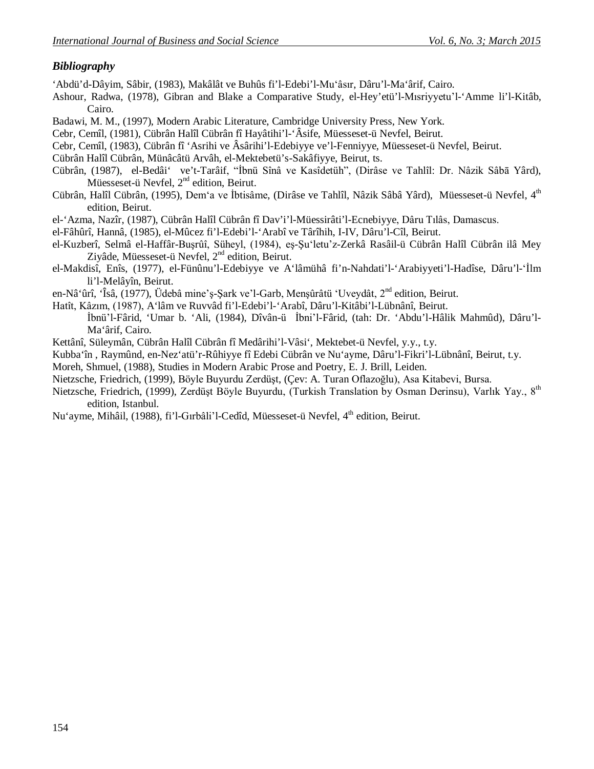### *Bibliography*

'Abdü'd-Dâyim, Sâbir, (1983), Makâlât ve Buhûs fi'l-Edebi'l-Mu'âsır, Dâru'l-Ma'ârif, Cairo.

Ashour, Radwa, (1978), Gibran and Blake a Comparative Study, el-Hey'etü'l-Mısriyyetu'l-'Amme li'l-Kitâb, Cairo.

Badawi, M. M., (1997), Modern Arabic Literature, Cambridge University Press, New York.

Cebr, Cemîl, (1981), Cübrân Halîl Cübrân fî Hayâtihi'l-'Âsife, Müesseset-ü Nevfel, Beirut.

Cebr, Cemîl, (1983), Cübrân fî 'Asrihi ve Âsârihi'l-Edebiyye ve'l-Fenniyye, Müesseset-ü Nevfel, Beirut.

Cübrân Halîl Cübrân, Münâcâtü Arvâh, el-Mektebetü's-Sakâfiyye, Beirut, ts.

Cübrân, (1987), el-Bedâi' ve't-Tarâif, "İbnü Sînâ ve Kasîdetüh", (Dirâse ve Tahlîl: Dr. Nâzik Sâbā Yârd), Müesseset-ü Nevfel, 2nd edition, Beirut.

Cübrân, Halîl Cübrân, (1995), Dem'a ve İbtisâme, (Dirâse ve Tahlîl, Nâzik Sâbâ Yârd), Müesseset-ü Nevfel, 4th edition, Beirut.

el-'Azma, Nazîr, (1987), Cübrân Halîl Cübrân fî Dav'i'l-Müessirâti'l-Ecnebiyye, Dâru Tılâs, Damascus.

el-Fâhûrî, Hannâ, (1985), el-Mûcez fi'l-Edebi'l-'Arabî ve Târîhih, I-IV, Dâru'l-Cîl, Beirut.

el-Kuzberî, Selmâ el-Haffâr-Buşrûî, Süheyl, (1984), eş-Şu'letu'z-Zerkâ Rasâil-ü Cübrân Halîl Cübrân ilâ Mey Ziyâde, Müesseset-ü Nevfel, 2nd edition, Beirut.

el-Makdisî, Enîs, (1977), el-Fünûnu'l-Edebiyye ve A'lâmühâ fi'n-Nahdati'l-'Arabiyyeti'l-Hadîse, Dâru'l-'İlm li'l-Melâyîn, Beirut.

en-Nâ'ûrî, 'Îsâ, (1977), Üdebâ mine'ş-Şark ve'l-Garb, Menşûrâtü 'Uveydât, 2nd edition, Beirut.

Hatît, Kâzım, (1987), A'lâm ve Ruvvâd fi'l-Edebi'l-'Arabî, Dâru'l-Kitâbi'l-Lübnânî, Beirut.

İbnü'l-Fârid, 'Umar b. 'Ali, (1984), Dîvân-ü İbni'l-Fârid, (tah: Dr. 'Abdu'l-Hâlik Mahmûd), Dâru'l-Ma'ârif, Cairo.

Kettânî, Süleymân, Cübrân Halîl Cübrân fî Medârihi'l-Vâsi', Mektebet-ü Nevfel, y.y., t.y.

Kubba'în , Raymûnd, en-Nez'atü'r-Rûhiyye fî Edebi Cübrân ve Nu'ayme, Dâru'l-Fikri'l-Lübnânî, Beirut, t.y.

Moreh, Shmuel, (1988), Studies in Modern Arabic Prose and Poetry, E. J. Brill, Leiden.

Nietzsche, Friedrich, (1999), Böyle Buyurdu Zerdüşt, (Çev: A. Turan Oflazoğlu), Asa Kitabevi, Bursa.

Nietzsche, Friedrich, (1999), Zerdüşt Böyle Buyurdu, (Turkish Translation by Osman Derinsu), Varlık Yay., 8th edition, Istanbul.

Nu'ayme, Mihâil, (1988), fi'l-Gırbâli'l-Cedîd, Müesseset-ü Nevfel, 4th edition, Beirut.